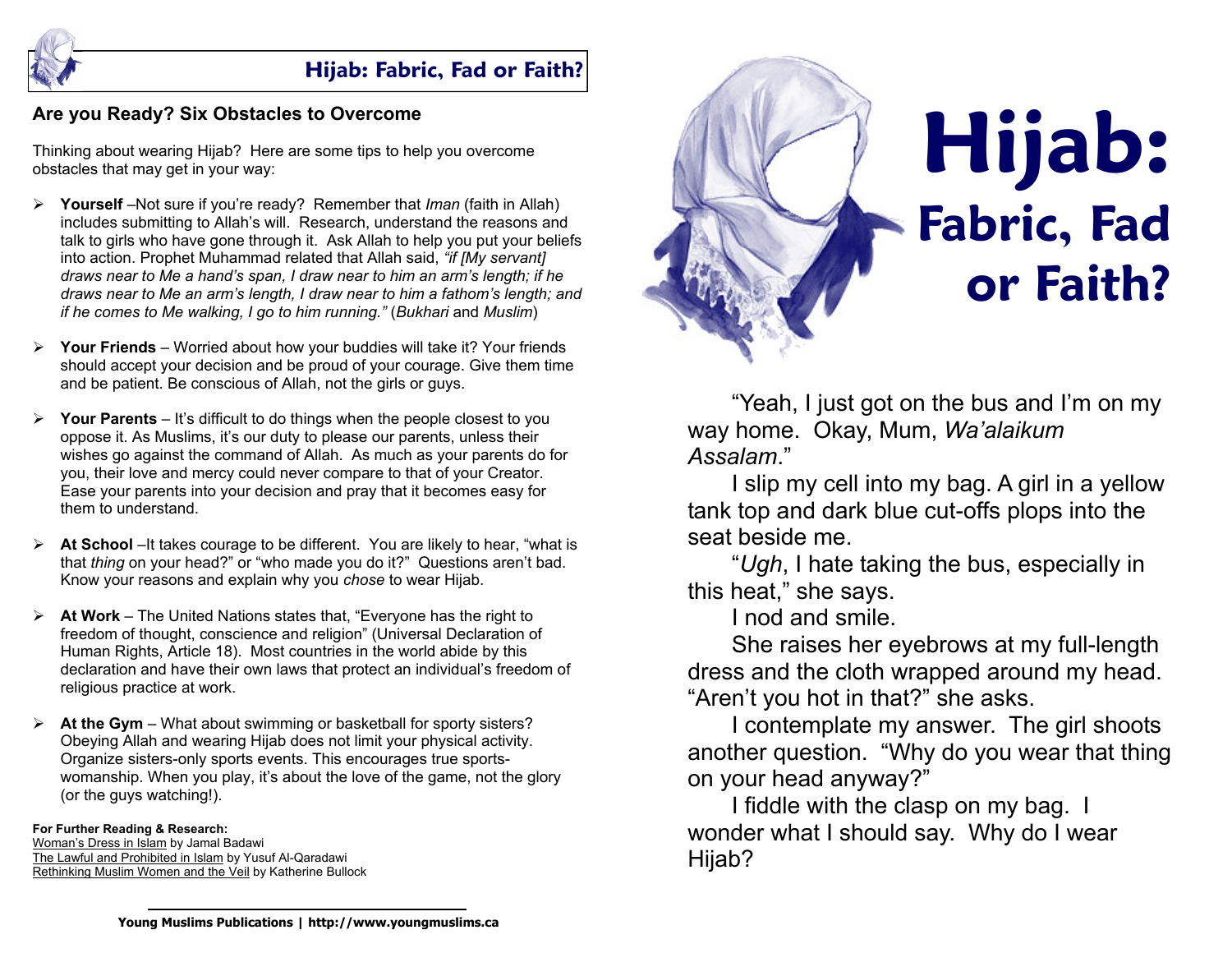# Hijab: Fabric, Fad or Faith?

## Are you Ready? Six Obstacles to Overcome

Thinking about wearing Hijab? Here are some tips to help you overcome obstacles that may get in your way:

- **Yourself** –Not sure if you're ready? Remember that *Iman* (faith in Allah) includes submitting to Allah's will. Research, understand the reasons and talk to girls who have gone through it. Ask Allah to help you put your beliefs into action. Prophet Muhammad related that Allah said, *"if [My servant] draws near to Me a hand's span, I draw near to him an arm's length; if he draws near to Me an arm's length, I draw near to him a fathom's length; and if he comes to Me walking, I go to him running."* (*Bukhari* and *Muslim*)

- **Your Friends** – Worried about how your buddies will take it? Your friends should accept your decision and be proud of your courage. Give them time and be patient. Be conscious of Allah, not the girls or guys.

- **Your Parents** – It's difficult to do things when the people closest to you oppose it. As Muslims, it's our duty to please our parents, unless their wishes go against the command of Allah. As much as your parents do for you, their love and mercy could never compare to that of your Creator. Ease your parents into your decision and pray that it becomes easy for them to understand.

- **At School** –It takes courage to be different. You are likely to hear, "what is that *thing* on your head?" or "who made you do it?" Questions aren't bad. Know your reasons and explain why you *chose* to wear Hijab.

- **At Work** – The United Nations states that, "Everyone has the right to freedom of thought, conscience and religion" (Universal Declaration of Human Rights, Article 18). Most countries in the world abide by this declaration and have their own laws that protect an individual's freedom of religious practice at work.

- **At the Gym** – What about swimming or basketball for sporty sisters? Obeying Allah and wearing Hijab does not limit your physical activity. Organize sisters-only sports events. This encourages true sports-womanship. When you play, it's about the love of the game, not the glory (or the guys watching!).

**For Further Reading & Research:**
Woman's Dress in Islam by Jamal Badawi
The Lawful and Prohibited in Islam by Yusuf Al-Qaradawi
Rethinking Muslim Women and the Veil by Katherine Bullock

**Young Muslims Publications | http://www.youngmuslims.ca**

# Hijab: Fabric, Fad or Faith?

"Yeah, I just got on the bus and I'm on my way home. Okay, Mum, *Wa'alaikum Assalam*."

I slip my cell into my bag. A girl in a yellow tank top and dark blue cut-offs plops into the seat beside me.

"*Ugh*, I hate taking the bus, especially in this heat," she says.

I nod and smile.

She raises her eyebrows at my full-length dress and the cloth wrapped around my head. "Aren't you hot in that?" she asks.

I contemplate my answer. The girl shoots another question. "Why do you wear that thing on your head anyway?"

I fiddle with the clasp on my bag. I wonder what I should say. Why do I wear Hijab?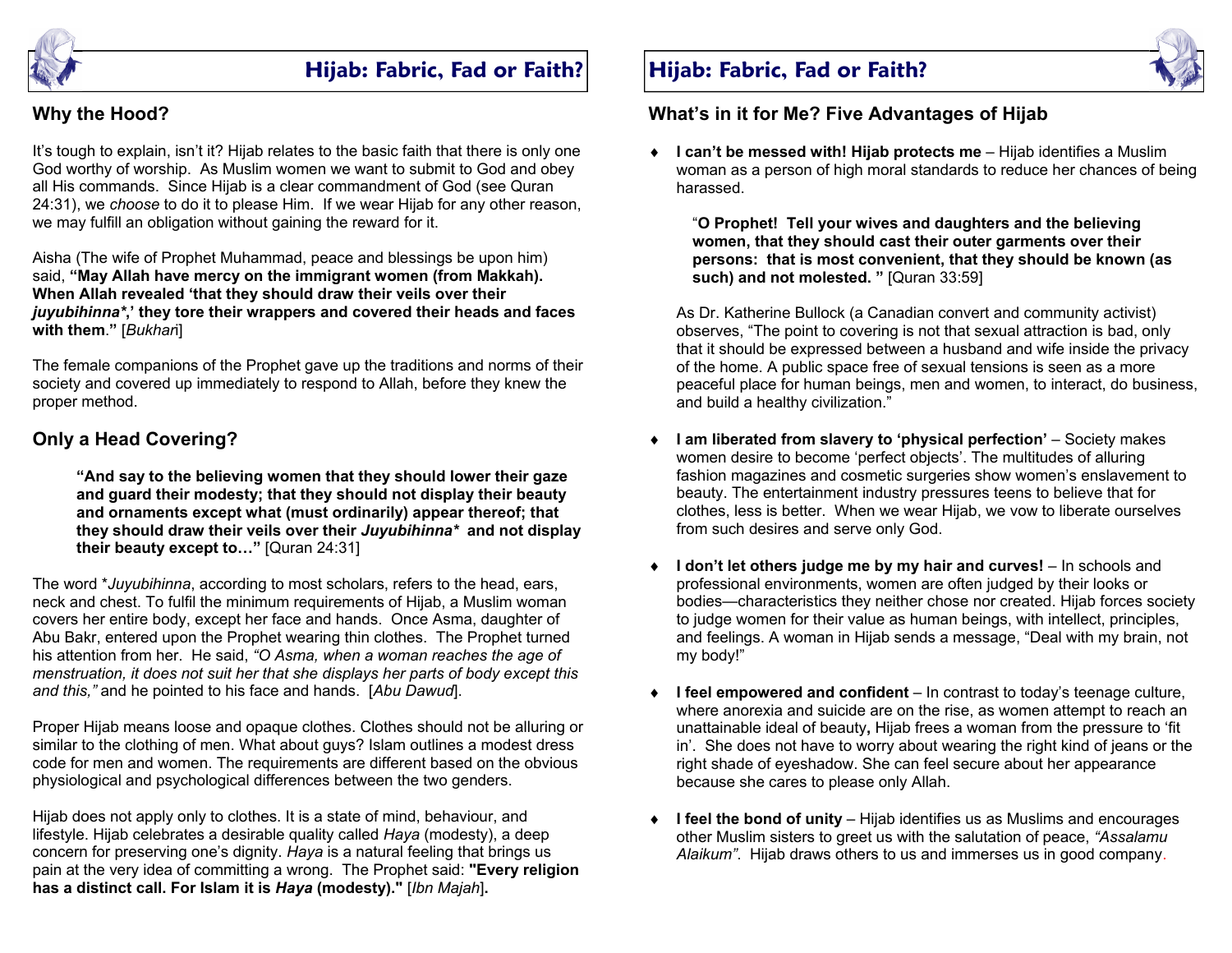# Hijab: Fabric, Fad or Faith?

## Why the Hood?

It's tough to explain, isn't it? Hijab relates to the basic faith that there is only one God worthy of worship. As Muslim women we want to submit to God and obey all His commands. Since Hijab is a clear commandment of God (see Quran 24:31), we *choose* to do it to please Him. If we wear Hijab for any other reason, we may fulfill an obligation without gaining the reward for it.

Aisha (The wife of Prophet Muhammad, peace and blessings be upon him) said, **"May Allah have mercy on the immigrant women (from Makkah). When Allah revealed 'that they should draw their veils over their *juyubihinna**,' they tore their wrappers and covered their heads and faces with them."** [*Bukhari*]

The female companions of the Prophet gave up the traditions and norms of their society and covered up immediately to respond to Allah, before they knew the proper method.

## Only a Head Covering?

> **"And say to the believing women that they should lower their gaze and guard their modesty; that they should not display their beauty and ornaments except what (must ordinarily) appear thereof; that they should draw their veils over their *Juyubihinna** and not display their beauty except to…"** [Quran 24:31]

The word **Juyubihinna*, according to most scholars, refers to the head, ears, neck and chest. To fulfil the minimum requirements of Hijab, a Muslim woman covers her entire body, except her face and hands. Once Asma, daughter of Abu Bakr, entered upon the Prophet wearing thin clothes. The Prophet turned his attention from her. He said, *"O Asma, when a woman reaches the age of menstruation, it does not suit her that she displays her parts of body except this and this,"* and he pointed to his face and hands. [*Abu Dawud*].

Proper Hijab means loose and opaque clothes. Clothes should not be alluring or similar to the clothing of men. What about guys? Islam outlines a modest dress code for men and women. The requirements are different based on the obvious physiological and psychological differences between the two genders.

Hijab does not apply only to clothes. It is a state of mind, behaviour, and lifestyle. Hijab celebrates a desirable quality called *Haya* (modesty), a deep concern for preserving one's dignity. *Haya* is a natural feeling that brings us pain at the very idea of committing a wrong. The Prophet said: **"Every religion has a distinct call. For Islam it is *Haya* (modesty)."** [*Ibn Majah*]**.**

## What's in it for Me? Five Advantages of Hijab

- **I can't be messed with! Hijab protects me** – Hijab identifies a Muslim woman as a person of high moral standards to reduce her chances of being harassed.

  "**O Prophet! Tell your wives and daughters and the believing women, that they should cast their outer garments over their persons: that is most convenient, that they should be known (as such) and not molested. "** [Quran 33:59]

  As Dr. Katherine Bullock (a Canadian convert and community activist) observes, "The point to covering is not that sexual attraction is bad, only that it should be expressed between a husband and wife inside the privacy of the home. A public space free of sexual tensions is seen as a more peaceful place for human beings, men and women, to interact, do business, and build a healthy civilization."

- **I am liberated from slavery to 'physical perfection'** – Society makes women desire to become 'perfect objects'. The multitudes of alluring fashion magazines and cosmetic surgeries show women's enslavement to beauty. The entertainment industry pressures teens to believe that for clothes, less is better. When we wear Hijab, we vow to liberate ourselves from such desires and serve only God.

- **I don't let others judge me by my hair and curves!** – In schools and professional environments, women are often judged by their looks or bodies—characteristics they neither chose nor created. Hijab forces society to judge women for their value as human beings, with intellect, principles, and feelings. A woman in Hijab sends a message, "Deal with my brain, not my body!"

- **I feel empowered and confident** – In contrast to today's teenage culture, where anorexia and suicide are on the rise, as women attempt to reach an unattainable ideal of beauty**,** Hijab frees a woman from the pressure to 'fit in'. She does not have to worry about wearing the right kind of jeans or the right shade of eyeshadow. She can feel secure about her appearance because she cares to please only Allah.

- **I feel the bond of unity** – Hijab identifies us as Muslims and encourages other Muslim sisters to greet us with the salutation of peace, *"Assalamu Alaikum"*. Hijab draws others to us and immerses us in good company.